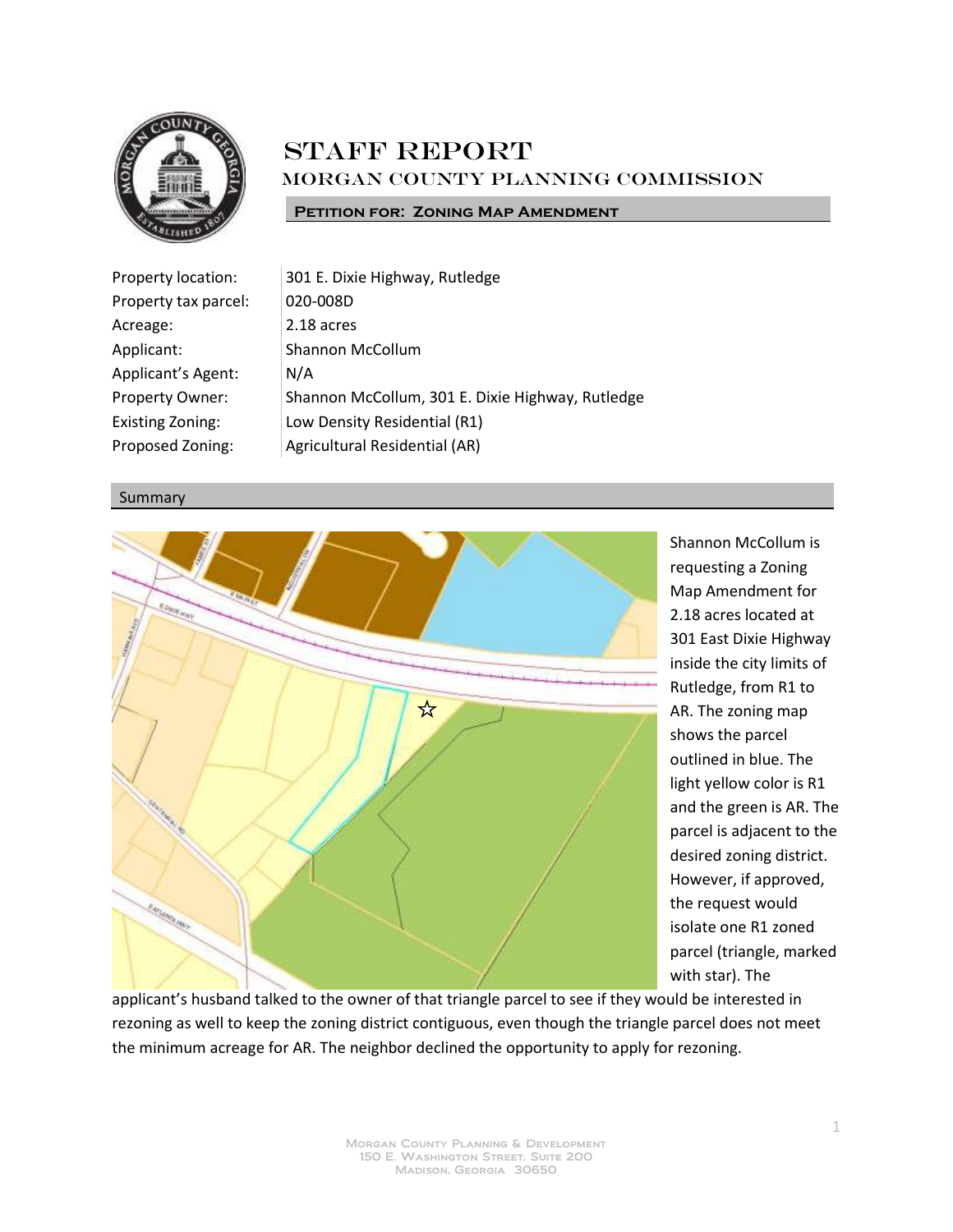# STAFF REPORT

## MORGAN COUNTY PLANNING COMMISSION

**PETITION FOR: ZONING MAP AMENDMENT**

| | |
|---|---|
| Property location: | 301 E. Dixie Highway, Rutledge |
| Property tax parcel: | 020-008D |
| Acreage: | 2.18 acres |
| Applicant: | Shannon McCollum |
| Applicant's Agent: | N/A |
| Property Owner: | Shannon McCollum, 301 E. Dixie Highway, Rutledge |
| Existing Zoning: | Low Density Residential (R1) |
| Proposed Zoning: | Agricultural Residential (AR) |

## Summary

Shannon McCollum is requesting a Zoning Map Amendment for 2.18 acres located at 301 East Dixie Highway inside the city limits of Rutledge, from R1 to AR. The zoning map shows the parcel outlined in blue. The light yellow color is R1 and the green is AR. The parcel is adjacent to the desired zoning district. However, if approved, the request would isolate one R1 zoned parcel (triangle, marked with star). The applicant's husband talked to the owner of that triangle parcel to see if they would be interested in rezoning as well to keep the zoning district contiguous, even though the triangle parcel does not meet the minimum acreage for AR. The neighbor declined the opportunity to apply for rezoning.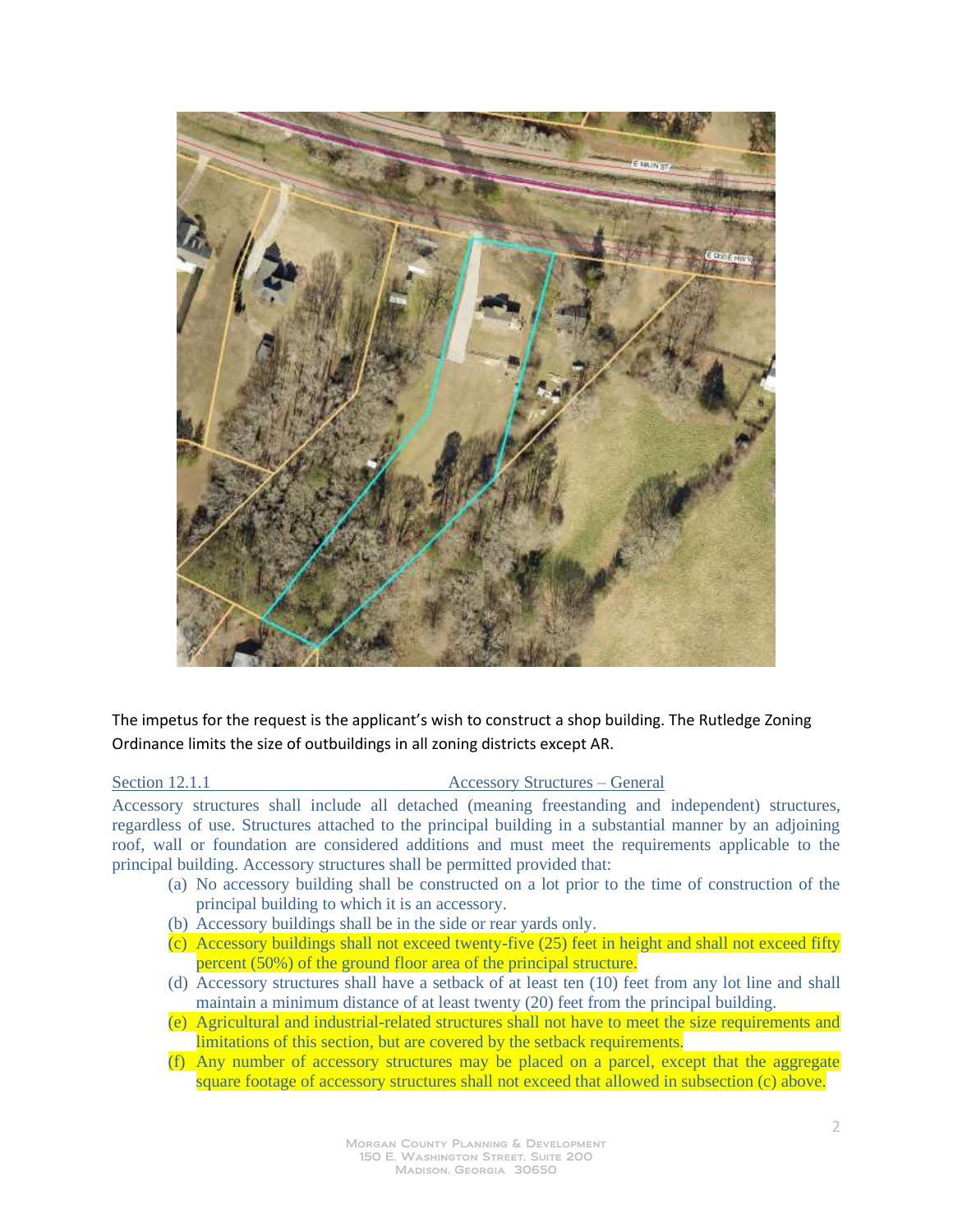The impetus for the request is the applicant's wish to construct a shop building. The Rutledge Zoning Ordinance limits the size of outbuildings in all zoning districts except AR.

Section 12.1.1 Accessory Structures – General

Accessory structures shall include all detached (meaning freestanding and independent) structures, regardless of use. Structures attached to the principal building in a substantial manner by an adjoining roof, wall or foundation are considered additions and must meet the requirements applicable to the principal building. Accessory structures shall be permitted provided that:

(a) No accessory building shall be constructed on a lot prior to the time of construction of the principal building to which it is an accessory.

(b) Accessory buildings shall be in the side or rear yards only.

(c) Accessory buildings shall not exceed twenty-five (25) feet in height and shall not exceed fifty percent (50%) of the ground floor area of the principal structure.

(d) Accessory structures shall have a setback of at least ten (10) feet from any lot line and shall maintain a minimum distance of at least twenty (20) feet from the principal building.

(e) Agricultural and industrial-related structures shall not have to meet the size requirements and limitations of this section, but are covered by the setback requirements.

(f) Any number of accessory structures may be placed on a parcel, except that the aggregate square footage of accessory structures shall not exceed that allowed in subsection (c) above.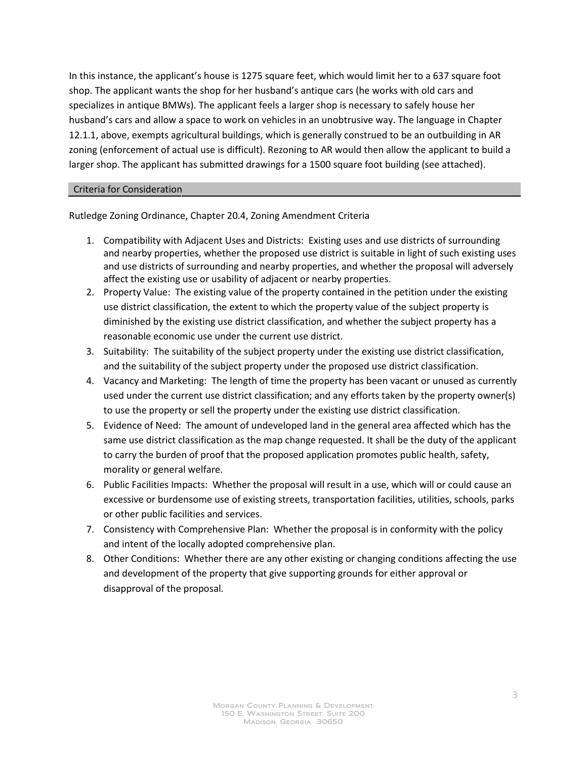In this instance, the applicant's house is 1275 square feet, which would limit her to a 637 square foot shop. The applicant wants the shop for her husband's antique cars (he works with old cars and specializes in antique BMWs). The applicant feels a larger shop is necessary to safely house her husband's cars and allow a space to work on vehicles in an unobtrusive way. The language in Chapter 12.1.1, above, exempts agricultural buildings, which is generally construed to be an outbuilding in AR zoning (enforcement of actual use is difficult). Rezoning to AR would then allow the applicant to build a larger shop. The applicant has submitted drawings for a 1500 square foot building (see attached).

## Criteria for Consideration

Rutledge Zoning Ordinance, Chapter 20.4, Zoning Amendment Criteria

1. Compatibility with Adjacent Uses and Districts: Existing uses and use districts of surrounding and nearby properties, whether the proposed use district is suitable in light of such existing uses and use districts of surrounding and nearby properties, and whether the proposal will adversely affect the existing use or usability of adjacent or nearby properties.
2. Property Value: The existing value of the property contained in the petition under the existing use district classification, the extent to which the property value of the subject property is diminished by the existing use district classification, and whether the subject property has a reasonable economic use under the current use district.
3. Suitability: The suitability of the subject property under the existing use district classification, and the suitability of the subject property under the proposed use district classification.
4. Vacancy and Marketing: The length of time the property has been vacant or unused as currently used under the current use district classification; and any efforts taken by the property owner(s) to use the property or sell the property under the existing use district classification.
5. Evidence of Need: The amount of undeveloped land in the general area affected which has the same use district classification as the map change requested. It shall be the duty of the applicant to carry the burden of proof that the proposed application promotes public health, safety, morality or general welfare.
6. Public Facilities Impacts: Whether the proposal will result in a use, which will or could cause an excessive or burdensome use of existing streets, transportation facilities, utilities, schools, parks or other public facilities and services.
7. Consistency with Comprehensive Plan: Whether the proposal is in conformity with the policy and intent of the locally adopted comprehensive plan.
8. Other Conditions: Whether there are any other existing or changing conditions affecting the use and development of the property that give supporting grounds for either approval or disapproval of the proposal.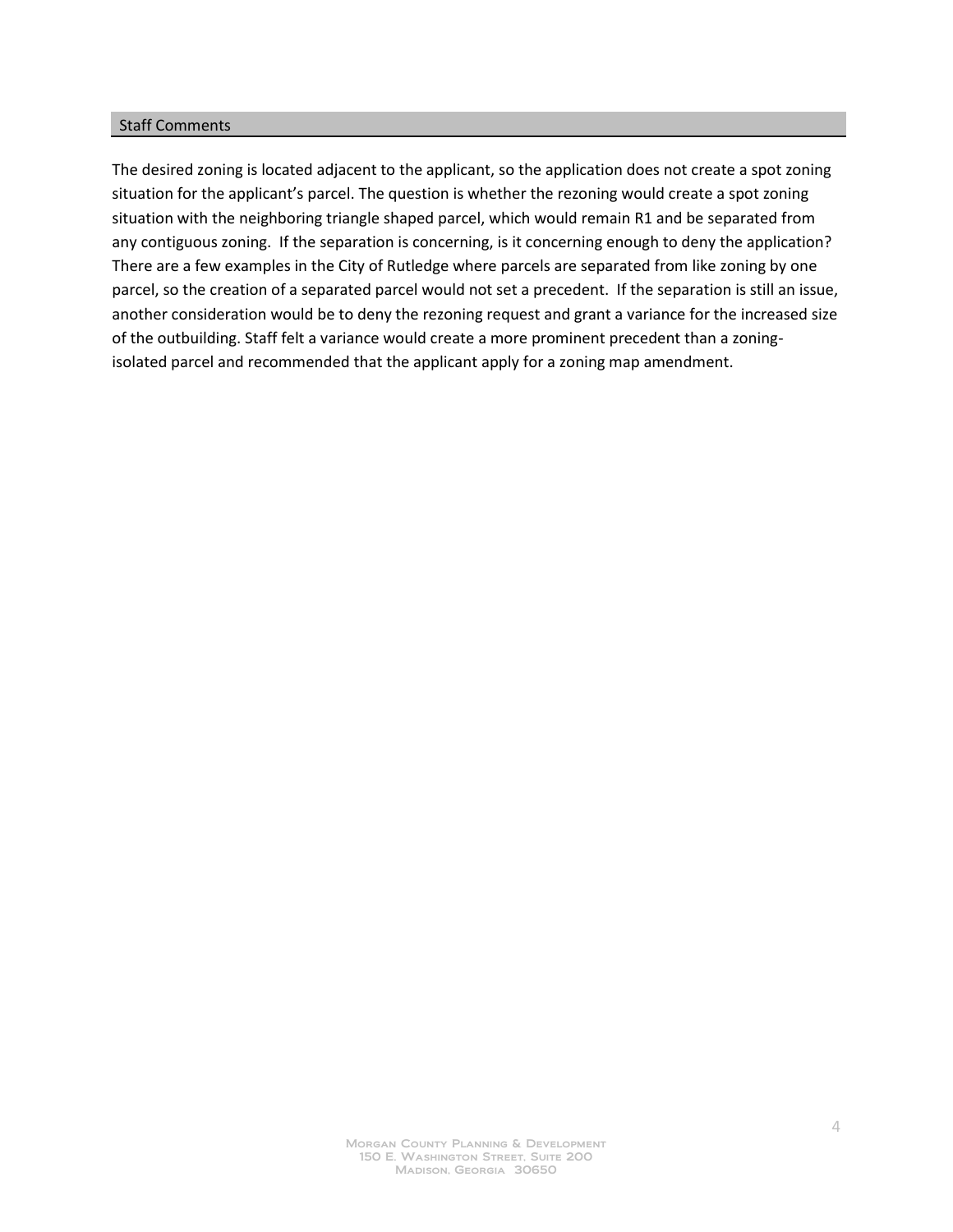## Staff Comments

The desired zoning is located adjacent to the applicant, so the application does not create a spot zoning situation for the applicant's parcel. The question is whether the rezoning would create a spot zoning situation with the neighboring triangle shaped parcel, which would remain R1 and be separated from any contiguous zoning. If the separation is concerning, is it concerning enough to deny the application? There are a few examples in the City of Rutledge where parcels are separated from like zoning by one parcel, so the creation of a separated parcel would not set a precedent. If the separation is still an issue, another consideration would be to deny the rezoning request and grant a variance for the increased size of the outbuilding. Staff felt a variance would create a more prominent precedent than a zoning-isolated parcel and recommended that the applicant apply for a zoning map amendment.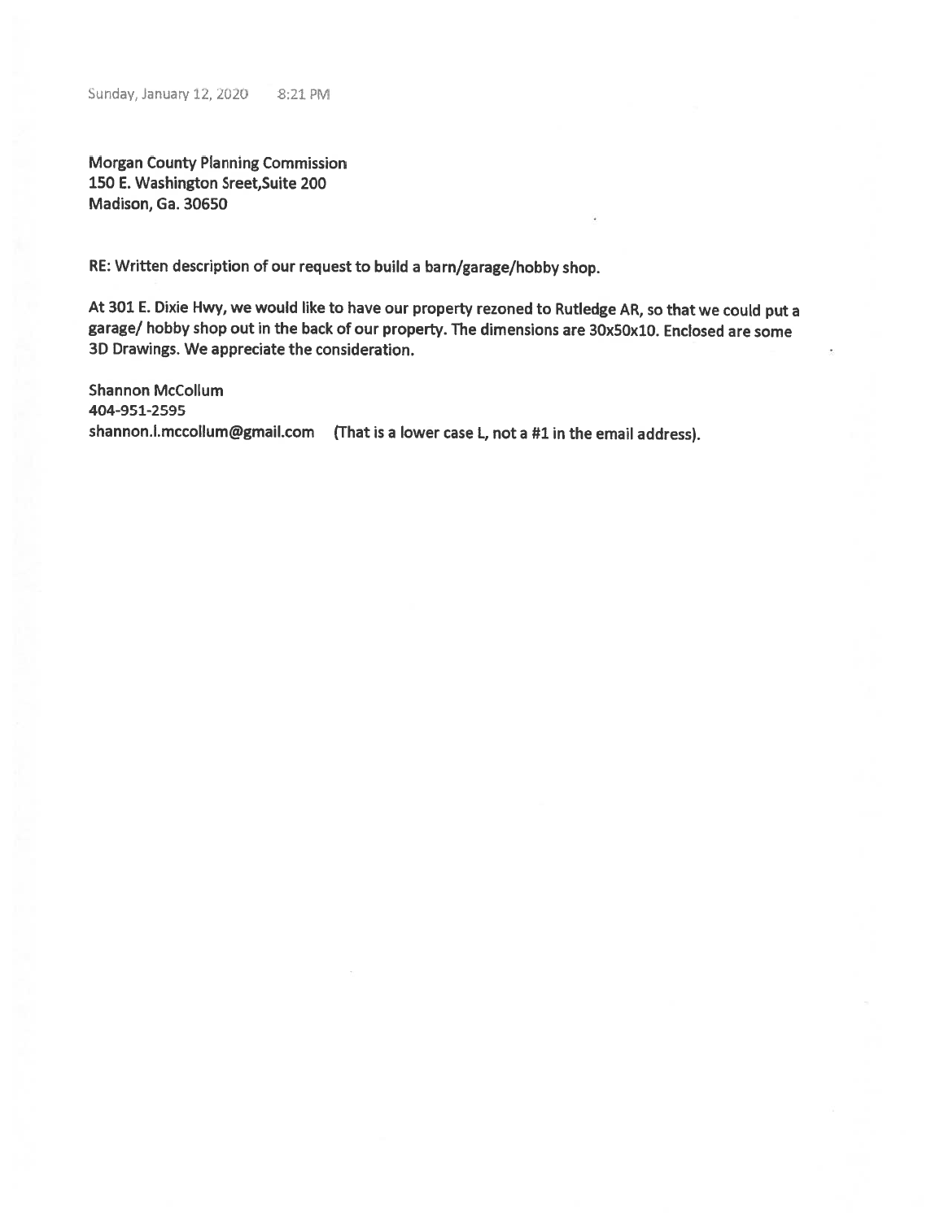Sunday, January 12, 2020 8:21 PM

**Morgan County Planning Commission**
**150 E. Washington Sreet,Suite 200**
**Madison, Ga. 30650**

**RE: Written description of our request to build a barn/garage/hobby shop.**

**At 301 E. Dixie Hwy, we would like to have our property rezoned to Rutledge AR, so that we could put a garage/ hobby shop out in the back of our property. The dimensions are 30x50x10. Enclosed are some 3D Drawings. We appreciate the consideration.**

**Shannon McCollum**
**404-951-2595**
**shannon.l.mccollum@gmail.com (That is a lower case L, not a #1 in the email address).**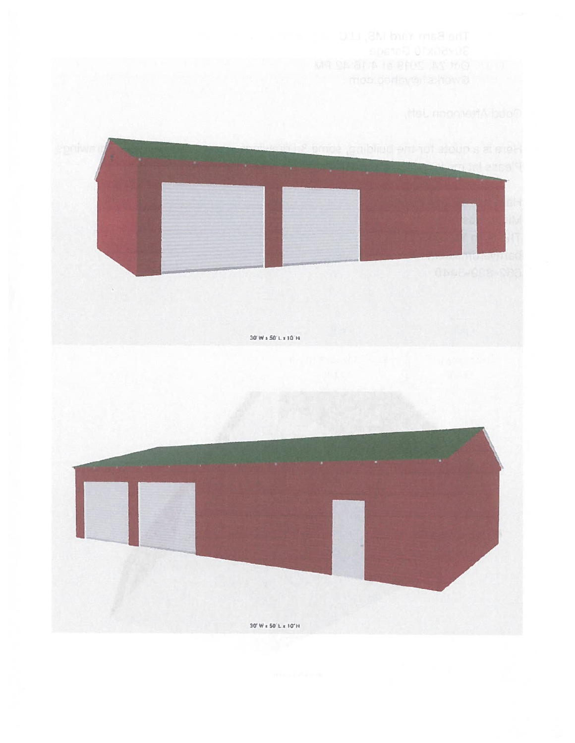30' W x 50' L x 10' H

30' W x 50' L x 10' H